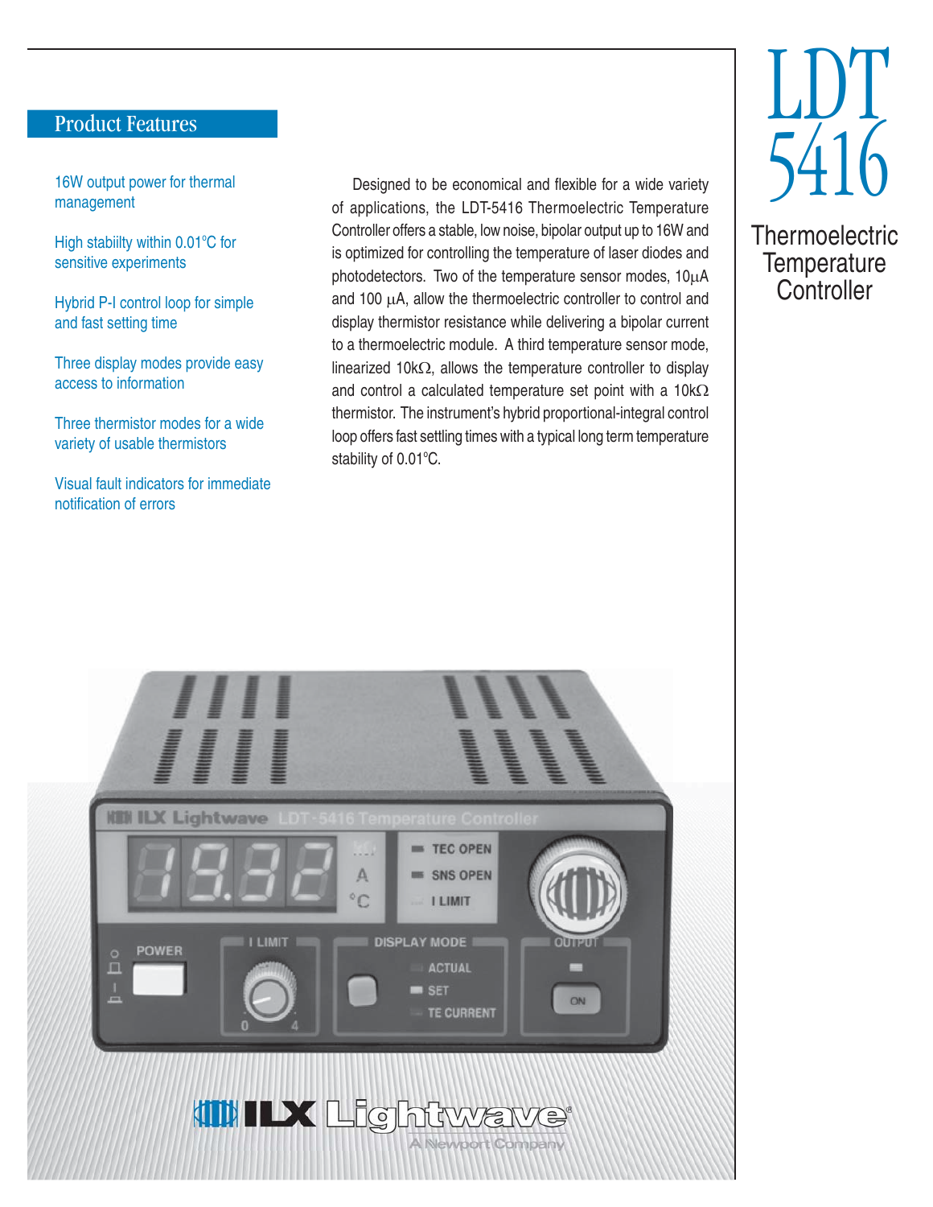# LDT 5416

## Thermoelectric Temperature Controller

## Product Features

- 16W output power for thermal management
- High stabiilty within 0.01°C for sensitive experiments
- Hybrid P-I control loop for simple and fast setling time
- Three display modes provide easy access to information
- Three thermistor modes for a wide variety of usable thermistors
- Visual fault indicators for immediate notification of errors

Designed to be economical and flexible for a wide variety of applications, the LDT-5416 Thermoelectric Temperature Controller offers a stable, low noise, bipolar output up to 16W and is optimized for controlling the temperature of laser diodes and photodetectors. Two of the temperature sensor modes, 10µA and 100 µA, allow the thermoelectric controller to control and display thermistor resistance while delivering a bipolar current to a thermoelectric module. A third temperature sensor mode, linearized 10kΩ, allows the temperature controller to display and control a calculated temperature set point with a 10kΩ thermistor. The instrument's hybrid proportional-integral control loop offers fast settling times with a typical long term temperature stability of 0.01°C.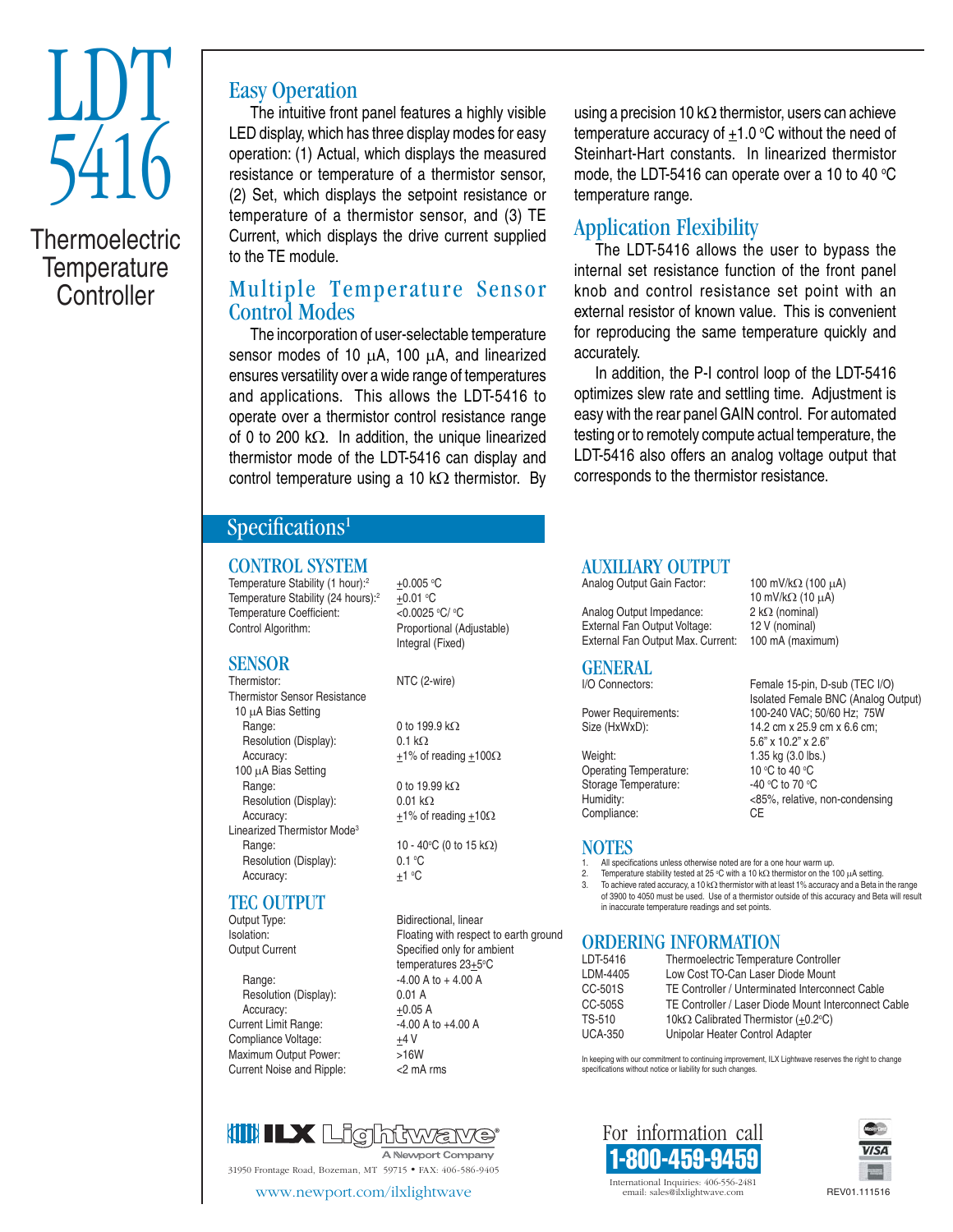# LDT 5416

## Thermoelectric Temperature Controller

### Easy Operation

The intuitive front panel features a highly visible LED display, which has three display modes for easy operation: (1) Actual, which displays the measured resistance or temperature of a thermistor sensor, (2) Set, which displays the setpoint resistance or temperature of a thermistor sensor, and (3) TE Current, which displays the drive current supplied to the TE module.

### Multiple Temperature Sensor Control Modes

The incorporation of user-selectable temperature sensor modes of 10 µA, 100 µA, and linearized ensures versatility over a wide range of temperatures and applications. This allows the LDT-5416 to operate over a thermistor control resistance range of 0 to 200 kΩ. In addition, the unique linearized thermistor mode of the LDT-5416 can display and control temperature using a 10 kΩ thermistor. By using a precision 10 kΩ thermistor, users can achieve temperature accuracy of ±1.0 °C without the need of Steinhart-Hart constants. In linearized thermistor mode, the LDT-5416 can operate over a 10 to 40 °C temperature range.

### Application Flexibility

The LDT-5416 allows the user to bypass the internal set resistance function of the front panel knob and control resistance set point with an external resistor of known value. This is convenient for reproducing the same temperature quickly and accurately.

In addition, the P-I control loop of the LDT-5416 optimizes slew rate and settling time. Adjustment is easy with the rear panel GAIN control. For automated testing or to remotely compute actual temperature, the LDT-5416 also offers an analog voltage output that corresponds to the thermistor resistance.

## Specifications[1]

### CONTROL SYSTEM

| | |
|---|---|
| Temperature Stability (1 hour):[2] | ±0.005 °C |
| Temperature Stability (24 hours):[2] | ±0.01 °C |
| Temperature Coefficient: | <0.0025 °C/ °C |
| Control Algorithm: | Proportional (Adjustable)<br>Integral (Fixed) |

### SENSOR

| | |
|---|---|
| Thermistor: | NTC (2-wire) |
| Thermistor Sensor Resistance | |
| 10 µA Bias Setting | |
| Range: | 0 to 199.9 kΩ |
| Resolution (Display): | 0.1 kΩ |
| Accuracy: | ±1% of reading ±100Ω |
| 100 µA Bias Setting | |
| Range: | 0 to 19.99 kΩ |
| Resolution (Display): | 0.01 kΩ |
| Accuracy: | ±1% of reading ±10Ω |
| Linearized Thermistor Mode[3] | |
| Range: | 10 - 40°C (0 to 15 kΩ) |
| Resolution (Display): | 0.1 °C |
| Accuracy: | ±1 °C |

### TEC OUTPUT

| | |
|---|---|
| Output Type: | Bidirectional, linear |
| Isolation: | Floating with respect to earth ground |
| Output Current | Specified only for ambient temperatures 23±5°C |
| Range: | -4.00 A to + 4.00 A |
| Resolution (Display): | 0.01 A |
| Accuracy: | ±0.05 A |
| Current Limit Range: | -4.00 A to +4.00 A |
| Compliance Voltage: | ±4 V |
| Maximum Output Power: | >16W |
| Current Noise and Ripple: | <2 mA rms |

### AUXILIARY OUTPUT

| | |
|---|---|
| Analog Output Gain Factor: | 100 mV/kΩ (100 µA)<br>10 mV/kΩ (10 µA) |
| Analog Output Impedance: | 2 kΩ (nominal) |
| External Fan Output Voltage: | 12 V (nominal) |
| External Fan Output Max. Current: | 100 mA (maximum) |

### GENERAL

| | |
|---|---|
| I/O Connectors: | Female 15-pin, D-sub (TEC I/O)<br>Isolated Female BNC (Analog Output) |
| Power Requirements: | 100-240 VAC; 50/60 Hz; 75W |
| Size (HxWxD): | 14.2 cm x 25.9 cm x 6.6 cm;<br>5.6" x 10.2" x 2.6" |
| Weight: | 1.35 kg (3.0 lbs.) |
| Operating Temperature: | 10 °C to 40 °C |
| Storage Temperature: | -40 °C to 70 °C |
| Humidity: | <85%, relative, non-condensing |
| Compliance: | CE |

### NOTES

1. All specifications unless otherwise noted are for a one hour warm up.
2. Temperature stability tested at 25 °C with a 10 kΩ thermistor on the 100 µA setting.
3. To achieve rated accuracy, a 10 kΩ thermistor with at least 1% accuracy and a Beta in the range of 3900 to 4050 must be used. Use of a thermistor outside of this accuracy and Beta will result in inaccurate temperature readings and set points.

### ORDERING INFORMATION

| | |
|---|---|
| LDT-5416 | Thermoelectric Temperature Controller |
| LDM-4405 | Low Cost TO-Can Laser Diode Mount |
| CC-501S | TE Controller / Unterminated Interconnect Cable |
| CC-505S | TE Controller / Laser Diode Mount Interconnect Cable |
| TS-510 | 10kΩ Calibrated Thermistor (±0.2°C) |
| UCA-350 | Unipolar Heater Control Adapter |

In keeping with our commitment to continuing improvement, ILX Lightwave reserves the right to change specifications without notice or liability for such changes.

ILX Lightwave®
A Newport Company
31950 Frontage Road, Bozeman, MT 59715 • FAX: 406-586-9405
www.newport.com/ilxlightwave

For information call
**1-800-459-9459**
International Inquiries: 406-556-2481
email: sales@ilxlightwave.com

REV01.111516